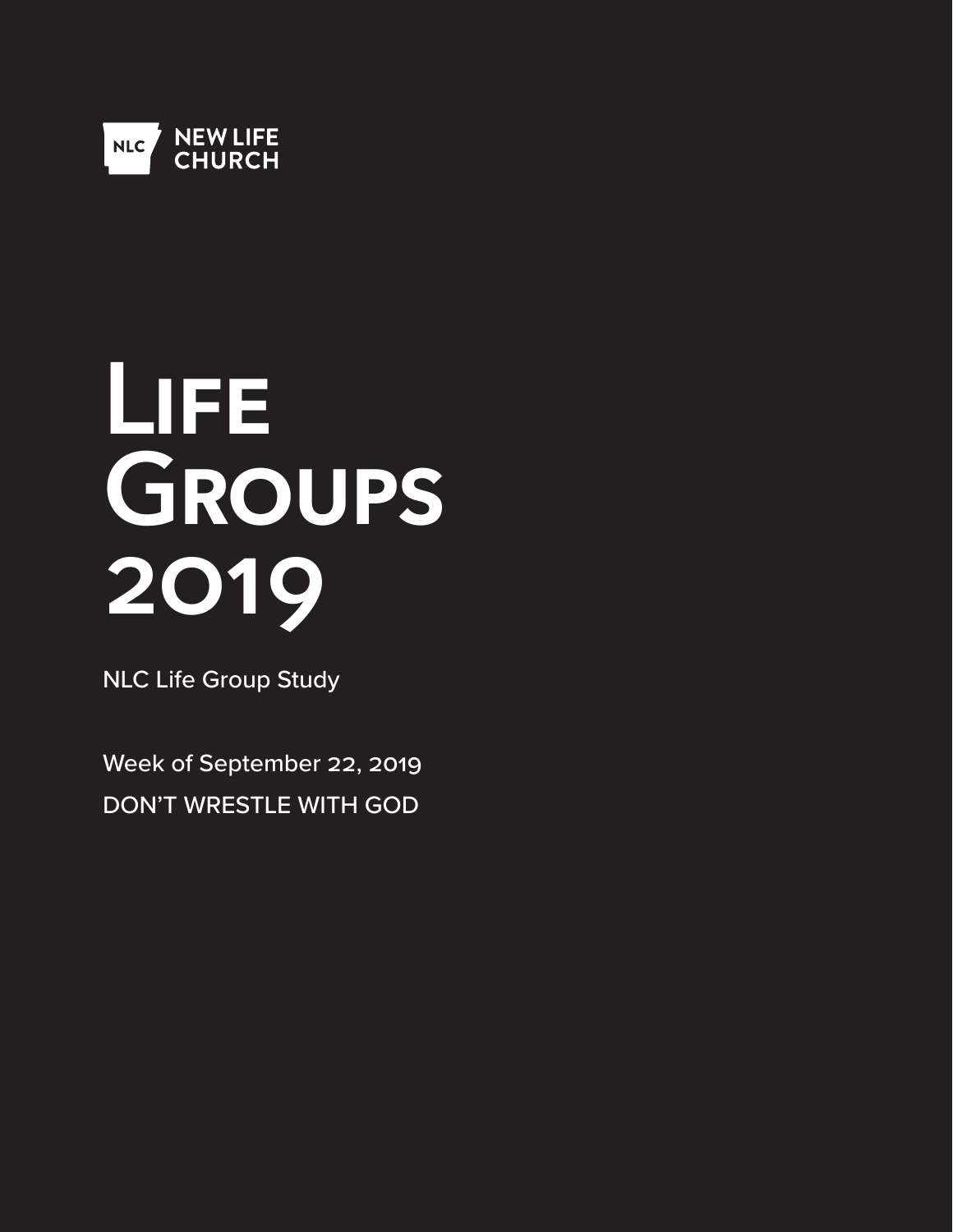NLC NEW LIFE CHURCH

# Life Groups 2019

NLC Life Group Study

Week of September 22, 2019

DON'T WRESTLE WITH GOD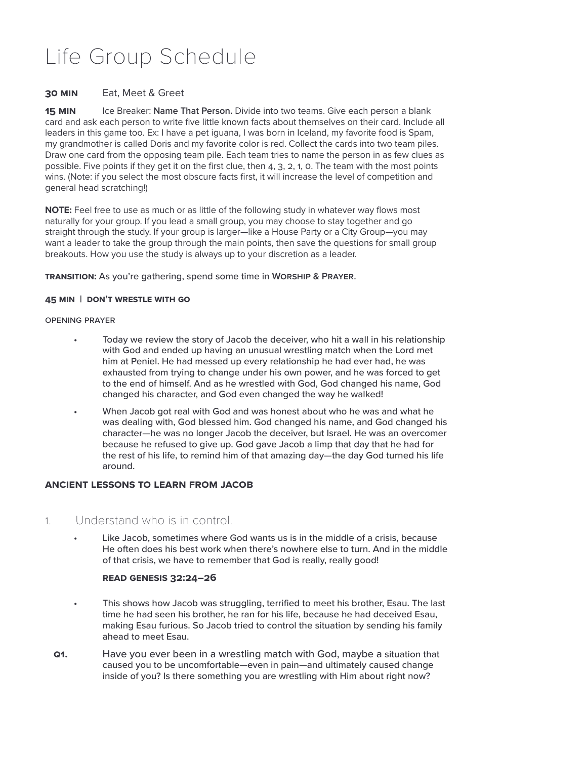# Life Group Schedule

**30 MIN** Eat, Meet & Greet

**15 MIN** Ice Breaker: **Name That Person.** Divide into two teams. Give each person a blank card and ask each person to write five little known facts about themselves on their card. Include all leaders in this game too. Ex: I have a pet iguana, I was born in Iceland, my favorite food is Spam, my grandmother is called Doris and my favorite color is red. Collect the cards into two team piles. Draw one card from the opposing team pile. Each team tries to name the person in as few clues as possible. Five points if they get it on the first clue, then 4, 3, 2, 1, 0. The team with the most points wins. (Note: if you select the most obscure facts first, it will increase the level of competition and general head scratching!)

**NOTE:** Feel free to use as much or as little of the following study in whatever way flows most naturally for your group. If you lead a small group, you may choose to stay together and go straight through the study. If your group is larger—like a House Party or a City Group—you may want a leader to take the group through the main points, then save the questions for small group breakouts. How you use the study is always up to your discretion as a leader.

**TRANSITION:** As you're gathering, spend some time in **WORSHIP & PRAYER**.

**45 MIN | DON'T WRESTLE WITH GO**

OPENING PRAYER

- Today we review the story of Jacob the deceiver, who hit a wall in his relationship with God and ended up having an unusual wrestling match when the Lord met him at Peniel. He had messed up every relationship he had ever had, he was exhausted from trying to change under his own power, and he was forced to get to the end of himself. And as he wrestled with God, God changed his name, God changed his character, and God even changed the way he walked!
- When Jacob got real with God and was honest about who he was and what he was dealing with, God blessed him. God changed his name, and God changed his character—he was no longer Jacob the deceiver, but Israel. He was an overcomer because he refused to give up. God gave Jacob a limp that day that he had for the rest of his life, to remind him of that amazing day—the day God turned his life around.

## ANCIENT LESSONS TO LEARN FROM JACOB

1. Understand who is in control.

- Like Jacob, sometimes where God wants us is in the middle of a crisis, because He often does his best work when there's nowhere else to turn. And in the middle of that crisis, we have to remember that God is really, really good!

**READ GENESIS 32:24–26**

- This shows how Jacob was struggling, terrified to meet his brother, Esau. The last time he had seen his brother, he ran for his life, because he had deceived Esau, making Esau furious. So Jacob tried to control the situation by sending his family ahead to meet Esau.

**Q1.** Have you ever been in a wrestling match with God, maybe a situation that caused you to be uncomfortable—even in pain—and ultimately caused change inside of you? Is there something you are wrestling with Him about right now?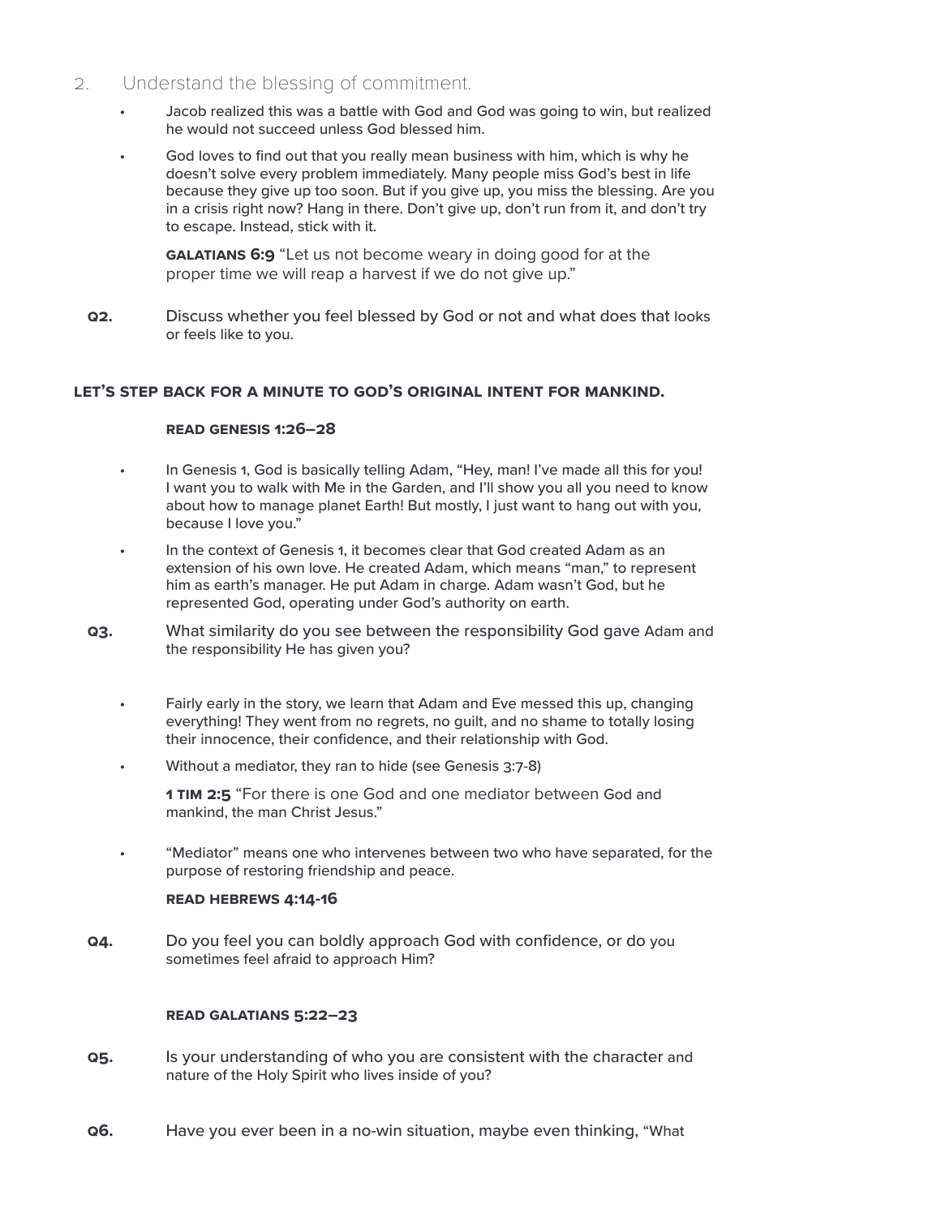2. Understand the blessing of commitment.

- Jacob realized this was a battle with God and God was going to win, but realized he would not succeed unless God blessed him.
- God loves to find out that you really mean business with him, which is why he doesn't solve every problem immediately. Many people miss God's best in life because they give up too soon. But if you give up, you miss the blessing. Are you in a crisis right now? Hang in there. Don't give up, don't run from it, and don't try to escape. Instead, stick with it.

  **GALATIANS 6:9** "Let us not become weary in doing good for at the proper time we will reap a harvest if we do not give up."

**Q2.** Discuss whether you feel blessed by God or not and what does that looks or feels like to you.

**LET'S STEP BACK FOR A MINUTE TO GOD'S ORIGINAL INTENT FOR MANKIND.**

**READ GENESIS 1:26–28**

- In Genesis 1, God is basically telling Adam, "Hey, man! I've made all this for you! I want you to walk with Me in the Garden, and I'll show you all you need to know about how to manage planet Earth! But mostly, I just want to hang out with you, because I love you."
- In the context of Genesis 1, it becomes clear that God created Adam as an extension of his own love. He created Adam, which means "man," to represent him as earth's manager. He put Adam in charge. Adam wasn't God, but he represented God, operating under God's authority on earth.

**Q3.** What similarity do you see between the responsibility God gave Adam and the responsibility He has given you?

- Fairly early in the story, we learn that Adam and Eve messed this up, changing everything! They went from no regrets, no guilt, and no shame to totally losing their innocence, their confidence, and their relationship with God.
- Without a mediator, they ran to hide (see Genesis 3:7-8)

  **1 TIM 2:5** "For there is one God and one mediator between God and mankind, the man Christ Jesus."

- "Mediator" means one who intervenes between two who have separated, for the purpose of restoring friendship and peace.

**READ HEBREWS 4:14-16**

**Q4.** Do you feel you can boldly approach God with confidence, or do you sometimes feel afraid to approach Him?

**READ GALATIANS 5:22–23**

**Q5.** Is your understanding of who you are consistent with the character and nature of the Holy Spirit who lives inside of you?

**Q6.** Have you ever been in a no-win situation, maybe even thinking, "What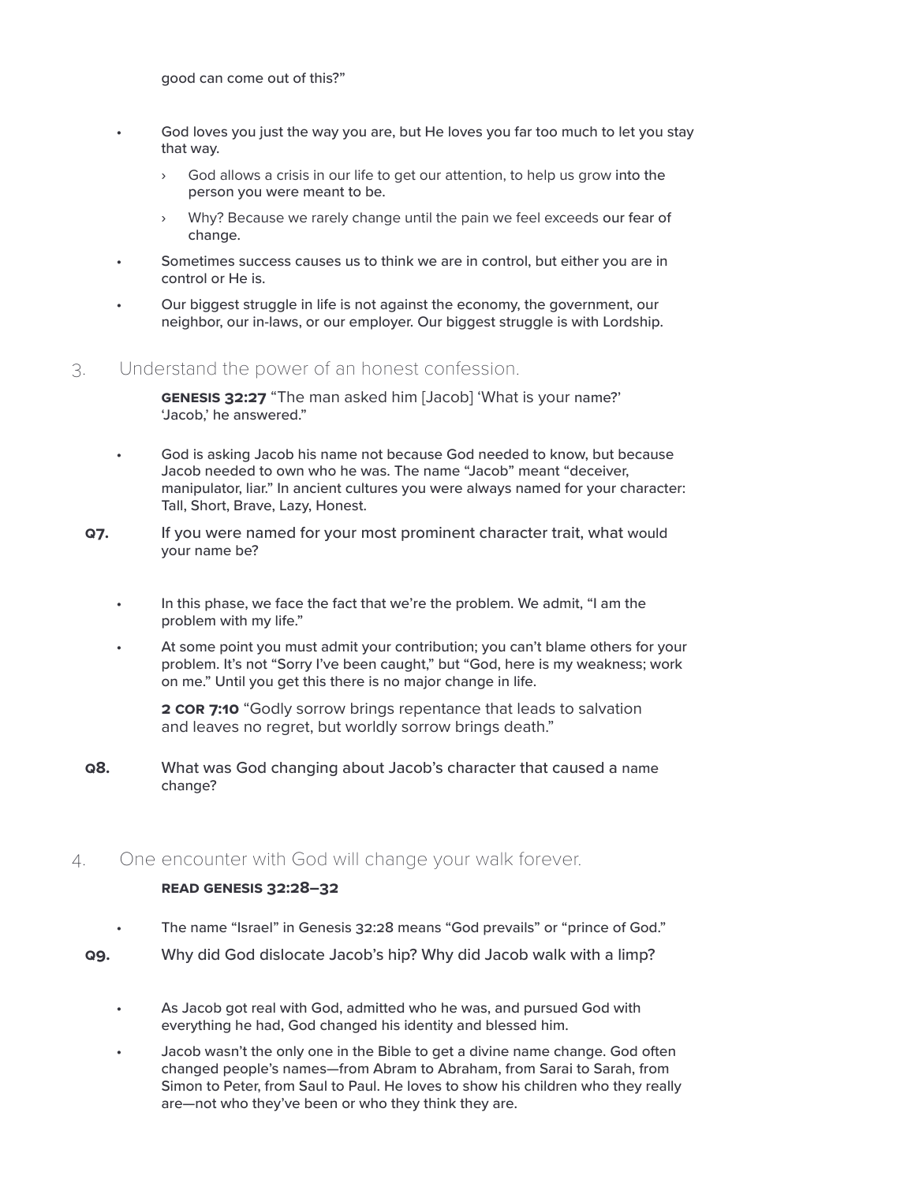good can come out of this?"

- God loves you just the way you are, but He loves you far too much to let you stay that way.
  - God allows a crisis in our life to get our attention, to help us grow into the person you were meant to be.
  - Why? Because we rarely change until the pain we feel exceeds our fear of change.
- Sometimes success causes us to think we are in control, but either you are in control or He is.
- Our biggest struggle in life is not against the economy, the government, our neighbor, our in-laws, or our employer. Our biggest struggle is with Lordship.

## 3. Understand the power of an honest confession.

**GENESIS 32:27** "The man asked him [Jacob] 'What is your name?' 'Jacob,' he answered."

- God is asking Jacob his name not because God needed to know, but because Jacob needed to own who he was. The name "Jacob" meant "deceiver, manipulator, liar." In ancient cultures you were always named for your character: Tall, Short, Brave, Lazy, Honest.

**Q7.** If you were named for your most prominent character trait, what would your name be?

- In this phase, we face the fact that we're the problem. We admit, "I am the problem with my life."
- At some point you must admit your contribution; you can't blame others for your problem. It's not "Sorry I've been caught," but "God, here is my weakness; work on me." Until you get this there is no major change in life.

**2 COR 7:10** "Godly sorrow brings repentance that leads to salvation and leaves no regret, but worldly sorrow brings death."

**Q8.** What was God changing about Jacob's character that caused a name change?

## 4. One encounter with God will change your walk forever.

**READ GENESIS 32:28–32**

- The name "Israel" in Genesis 32:28 means "God prevails" or "prince of God."

**Q9.** Why did God dislocate Jacob's hip? Why did Jacob walk with a limp?

- As Jacob got real with God, admitted who he was, and pursued God with everything he had, God changed his identity and blessed him.
- Jacob wasn't the only one in the Bible to get a divine name change. God often changed people's names—from Abram to Abraham, from Sarai to Sarah, from Simon to Peter, from Saul to Paul. He loves to show his children who they really are—not who they've been or who they think they are.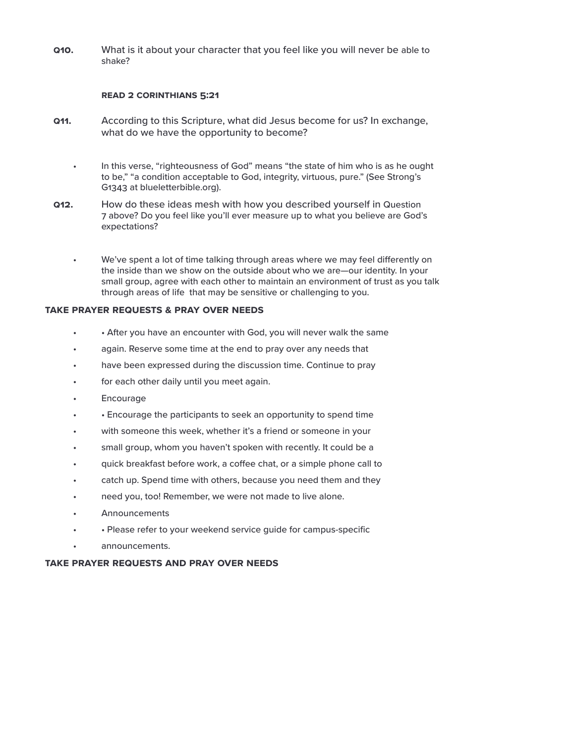**Q10.** What is it about your character that you feel like you will never be able to shake?

**READ 2 CORINTHIANS 5:21**

**Q11.** According to this Scripture, what did Jesus become for us? In exchange, what do we have the opportunity to become?

- In this verse, "righteousness of God" means "the state of him who is as he ought to be," "a condition acceptable to God, integrity, virtuous, pure." (See Strong's G1343 at blueletterbible.org).

**Q12.** How do these ideas mesh with how you described yourself in Question 7 above? Do you feel like you'll ever measure up to what you believe are God's expectations?

- We've spent a lot of time talking through areas where we may feel differently on the inside than we show on the outside about who we are—our identity. In your small group, agree with each other to maintain an environment of trust as you talk through areas of life that may be sensitive or challenging to you.

## TAKE PRAYER REQUESTS & PRAY OVER NEEDS

- • After you have an encounter with God, you will never walk the same
- again. Reserve some time at the end to pray over any needs that
- have been expressed during the discussion time. Continue to pray
- for each other daily until you meet again.
- Encourage
- • Encourage the participants to seek an opportunity to spend time
- with someone this week, whether it's a friend or someone in your
- small group, whom you haven't spoken with recently. It could be a
- quick breakfast before work, a coffee chat, or a simple phone call to
- catch up. Spend time with others, because you need them and they
- need you, too! Remember, we were not made to live alone.
- Announcements
- • Please refer to your weekend service guide for campus-specific
- announcements.

## TAKE PRAYER REQUESTS AND PRAY OVER NEEDS